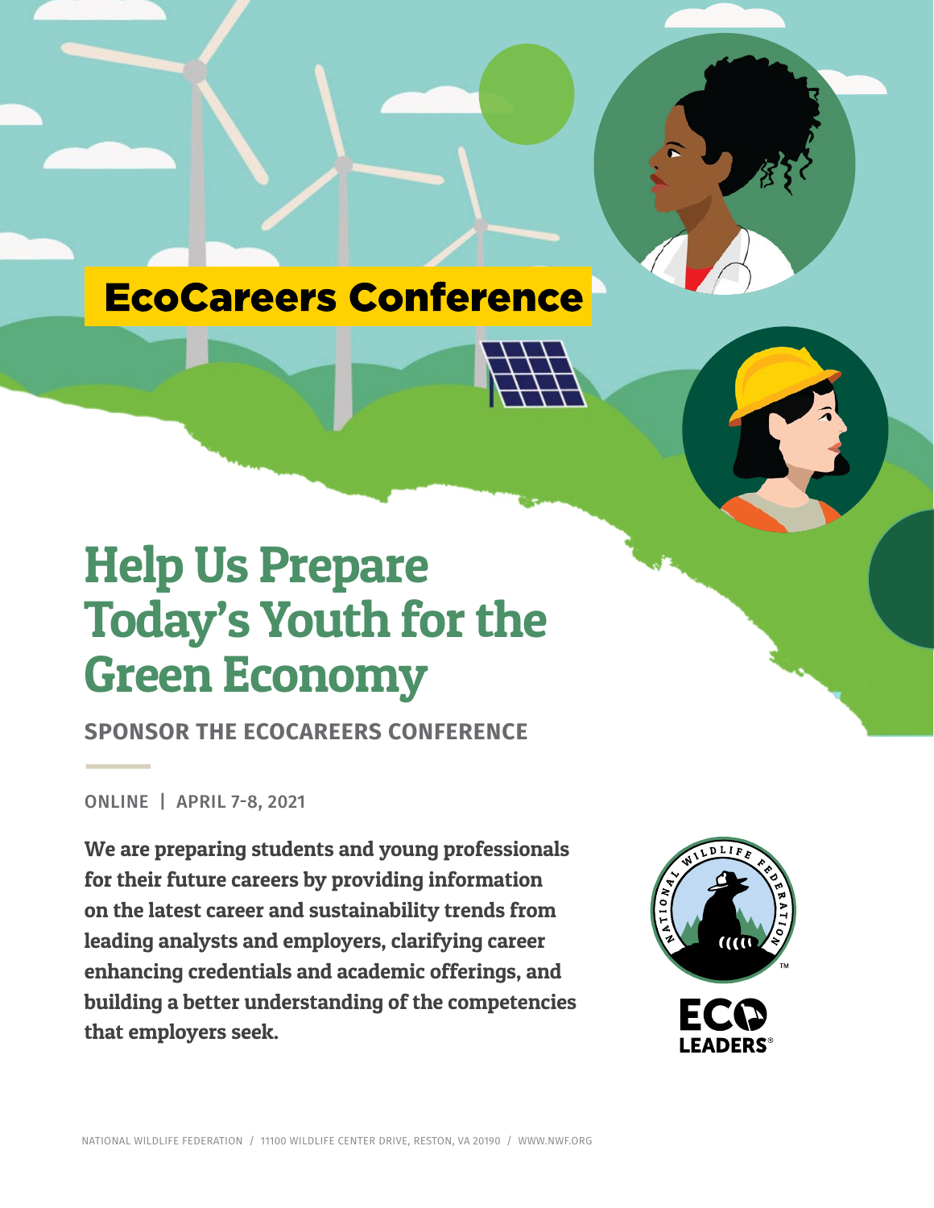# EcoCareers Conference

# Help Us Prepare Today's Youth for the Green Economy

## SPONSOR THE ECOCAREERS CONFERENCE

ONLINE | APRIL 7-8, 2021

**We are preparing students and young professionals for their future careers by providing information on the latest career and sustainability trends from leading analysts and employers, clarifying career enhancing credentials and academic offerings, and building a better understanding of the competencies that employers seek.**

NATIONAL WILDLIFE FEDERATION / 11100 WILDLIFE CENTER DRIVE, RESTON, VA 20190 / WWW.NWF.ORG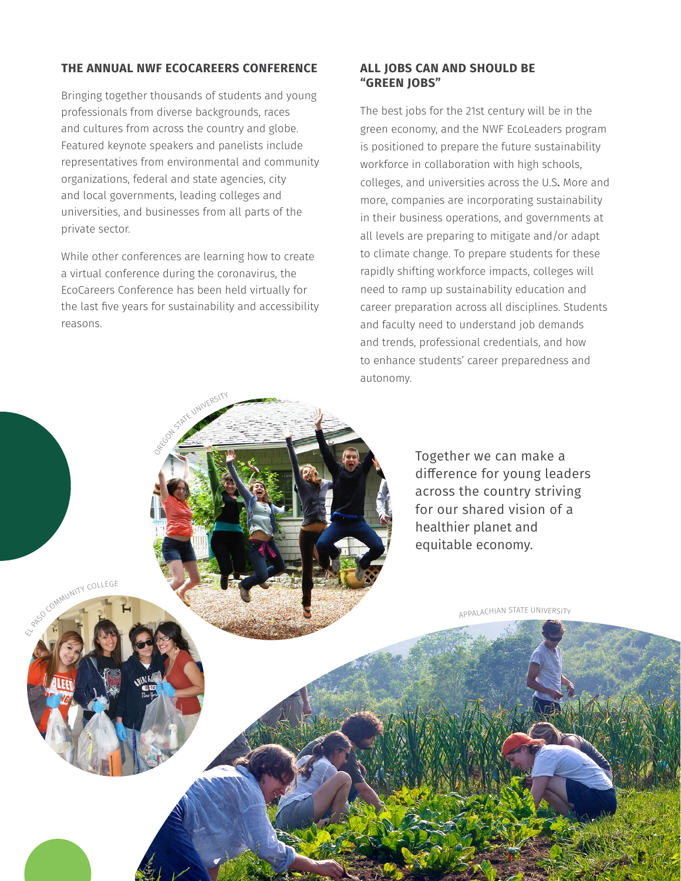## THE ANNUAL NWF ECOCAREERS CONFERENCE

Bringing together thousands of students and young professionals from diverse backgrounds, races and cultures from across the country and globe. Featured keynote speakers and panelists include representatives from environmental and community organizations, federal and state agencies, city and local governments, leading colleges and universities, and businesses from all parts of the private sector.

While other conferences are learning how to create a virtual conference during the coronavirus, the EcoCareers Conference has been held virtually for the last five years for sustainability and accessibility reasons.

## ALL JOBS CAN AND SHOULD BE "GREEN JOBS"

The best jobs for the 21st century will be in the green economy, and the NWF EcoLeaders program is positioned to prepare the future sustainability workforce in collaboration with high schools, colleges, and universities across the U.S. More and more, companies are incorporating sustainability in their business operations, and governments at all levels are preparing to mitigate and/or adapt to climate change. To prepare students for these rapidly shifting workforce impacts, colleges will need to ramp up sustainability education and career preparation across all disciplines. Students and faculty need to understand job demands and trends, professional credentials, and how to enhance students' career preparedness and autonomy.

OREGON STATE UNIVERSITY

Together we can make a difference for young leaders across the country striving for our shared vision of a healthier planet and equitable economy.

EL PASO COMMUNITY COLLEGE

APPALACHIAN STATE UNIVERSITY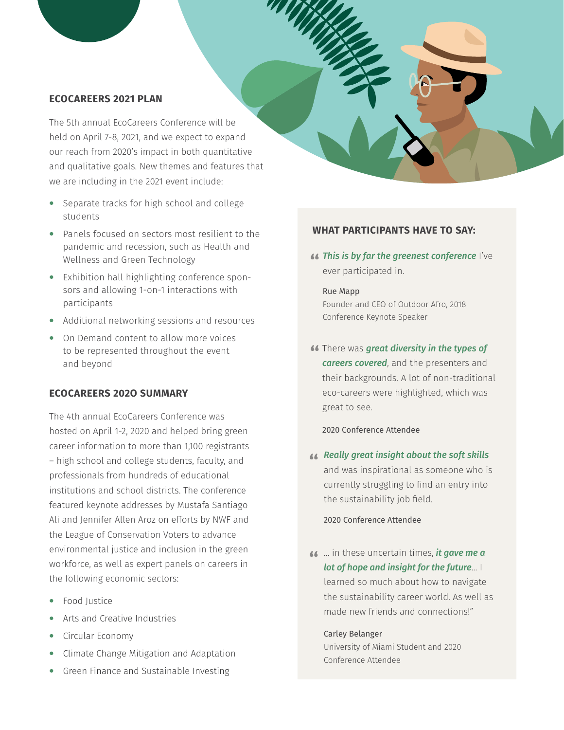## ECOCAREERS 2021 PLAN

The 5th annual EcoCareers Conference will be held on April 7-8, 2021, and we expect to expand our reach from 2020's impact in both quantitative and qualitative goals. New themes and features that we are including in the 2021 event include:

- Separate tracks for high school and college students
- Panels focused on sectors most resilient to the pandemic and recession, such as Health and Wellness and Green Technology
- Exhibition hall highlighting conference sponsors and allowing 1-on-1 interactions with participants
- Additional networking sessions and resources
- On Demand content to allow more voices to be represented throughout the event and beyond

## ECOCAREERS 2020 SUMMARY

The 4th annual EcoCareers Conference was hosted on April 1-2, 2020 and helped bring green career information to more than 1,100 registrants – high school and college students, faculty, and professionals from hundreds of educational institutions and school districts. The conference featured keynote addresses by Mustafa Santiago Ali and Jennifer Allen Aroz on efforts by NWF and the League of Conservation Voters to advance environmental justice and inclusion in the green workforce, as well as expert panels on careers in the following economic sectors:

- Food Justice
- Arts and Creative Industries
- Circular Economy
- Climate Change Mitigation and Adaptation
- Green Finance and Sustainable Investing

## WHAT PARTICIPANTS HAVE TO SAY:

> ***This is by far the greenest conference*** I've ever participated in.
>
> Rue Mapp
> Founder and CEO of Outdoor Afro, 2018 Conference Keynote Speaker

> There was ***great diversity in the types of careers covered***, and the presenters and their backgrounds. A lot of non-traditional eco-careers were highlighted, which was great to see.
>
> 2020 Conference Attendee

> ***Really great insight about the soft skills*** and was inspirational as someone who is currently struggling to find an entry into the sustainability job field.
>
> 2020 Conference Attendee

> ... in these uncertain times, ***it gave me a lot of hope and insight for the future***... I learned so much about how to navigate the sustainability career world. As well as made new friends and connections!"
>
> Carley Belanger
> University of Miami Student and 2020 Conference Attendee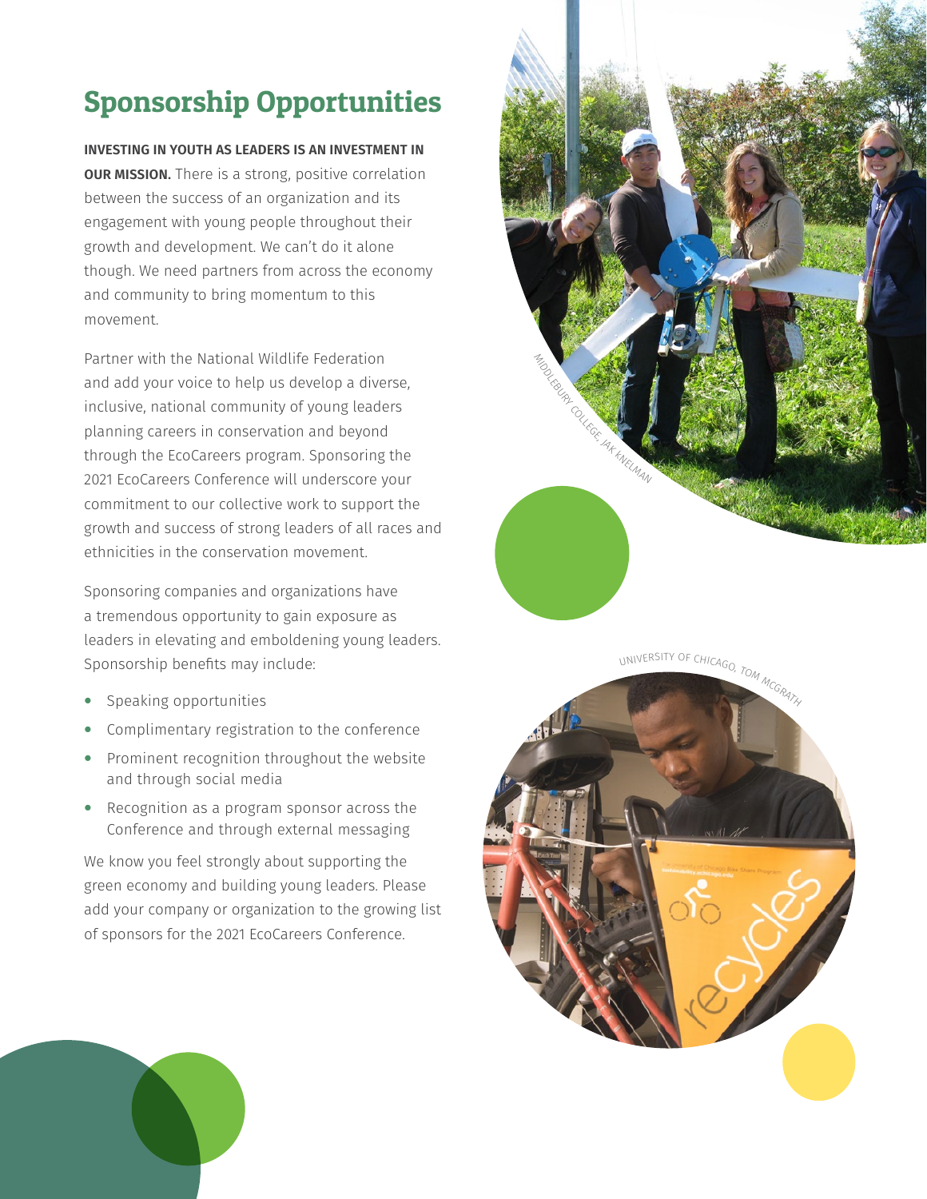# Sponsorship Opportunities

**INVESTING IN YOUTH AS LEADERS IS AN INVESTMENT IN OUR MISSION.** There is a strong, positive correlation between the success of an organization and its engagement with young people throughout their growth and development. We can't do it alone though. We need partners from across the economy and community to bring momentum to this movement.

Partner with the National Wildlife Federation and add your voice to help us develop a diverse, inclusive, national community of young leaders planning careers in conservation and beyond through the EcoCareers program. Sponsoring the 2021 EcoCareers Conference will underscore your commitment to our collective work to support the growth and success of strong leaders of all races and ethnicities in the conservation movement.

Sponsoring companies and organizations have a tremendous opportunity to gain exposure as leaders in elevating and emboldening young leaders. Sponsorship benefits may include:

- Speaking opportunities
- Complimentary registration to the conference
- Prominent recognition throughout the website and through social media
- Recognition as a program sponsor across the Conference and through external messaging

We know you feel strongly about supporting the green economy and building young leaders. Please add your company or organization to the growing list of sponsors for the 2021 EcoCareers Conference.

MIDDLEBURY COLLEGE, JAK KNELMAN

UNIVERSITY OF CHICAGO, TOM MCGRATH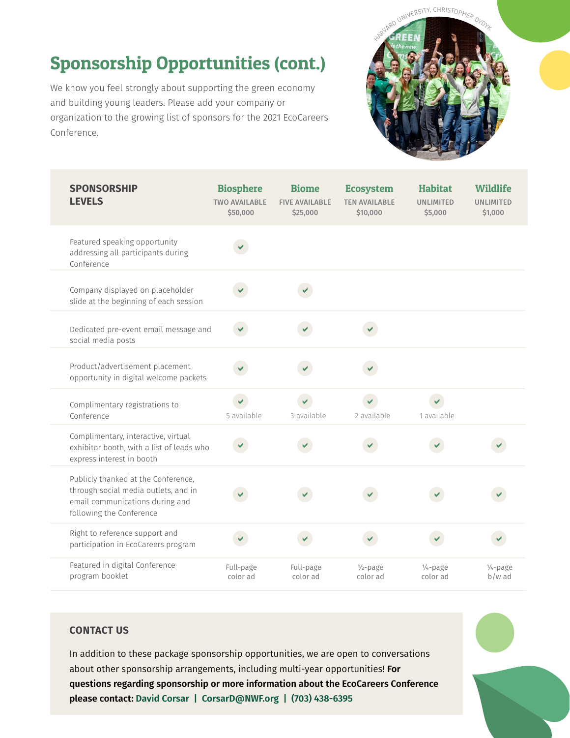# Sponsorship Opportunities (cont.)

We know you feel strongly about supporting the green economy and building young leaders. Please add your company or organization to the growing list of sponsors for the 2021 EcoCareers Conference.

HARVARD UNIVERSITY, CHRISTOPHER DYDYK

| SPONSORSHIP LEVELS | Biosphere TWO AVAILABLE $50,000 | Biome FIVE AVAILABLE $25,000 | Ecosystem TEN AVAILABLE $10,000 | Habitat UNLIMITED $5,000 | Wildlife UNLIMITED $1,000 |
|---|---|---|---|---|---|
| Featured speaking opportunity addressing all participants during Conference | ✔ | | | | |
| Company displayed on placeholder slide at the beginning of each session | ✔ | ✔ | | | |
| Dedicated pre-event email message and social media posts | ✔ | ✔ | ✔ | | |
| Product/advertisement placement opportunity in digital welcome packets | ✔ | ✔ | ✔ | | |
| Complimentary registrations to Conference | ✔ 5 available | ✔ 3 available | ✔ 2 available | ✔ 1 available | |
| Complimentary, interactive, virtual exhibitor booth, with a list of leads who express interest in booth | ✔ | ✔ | ✔ | ✔ | ✔ |
| Publicly thanked at the Conference, through social media outlets, and in email communications during and following the Conference | ✔ | ✔ | ✔ | ✔ | ✔ |
| Right to reference support and participation in EcoCareers program | ✔ | ✔ | ✔ | ✔ | ✔ |
| Featured in digital Conference program booklet | Full-page color ad | Full-page color ad | ½-page color ad | ¼-page color ad | ¼-page b/w ad |

## CONTACT US

In addition to these package sponsorship opportunities, we are open to conversations about other sponsorship arrangements, including multi-year opportunities! **For questions regarding sponsorship or more information about the EcoCareers Conference please contact: David Corsar | CorsarD@NWF.org | (703) 438-6395**